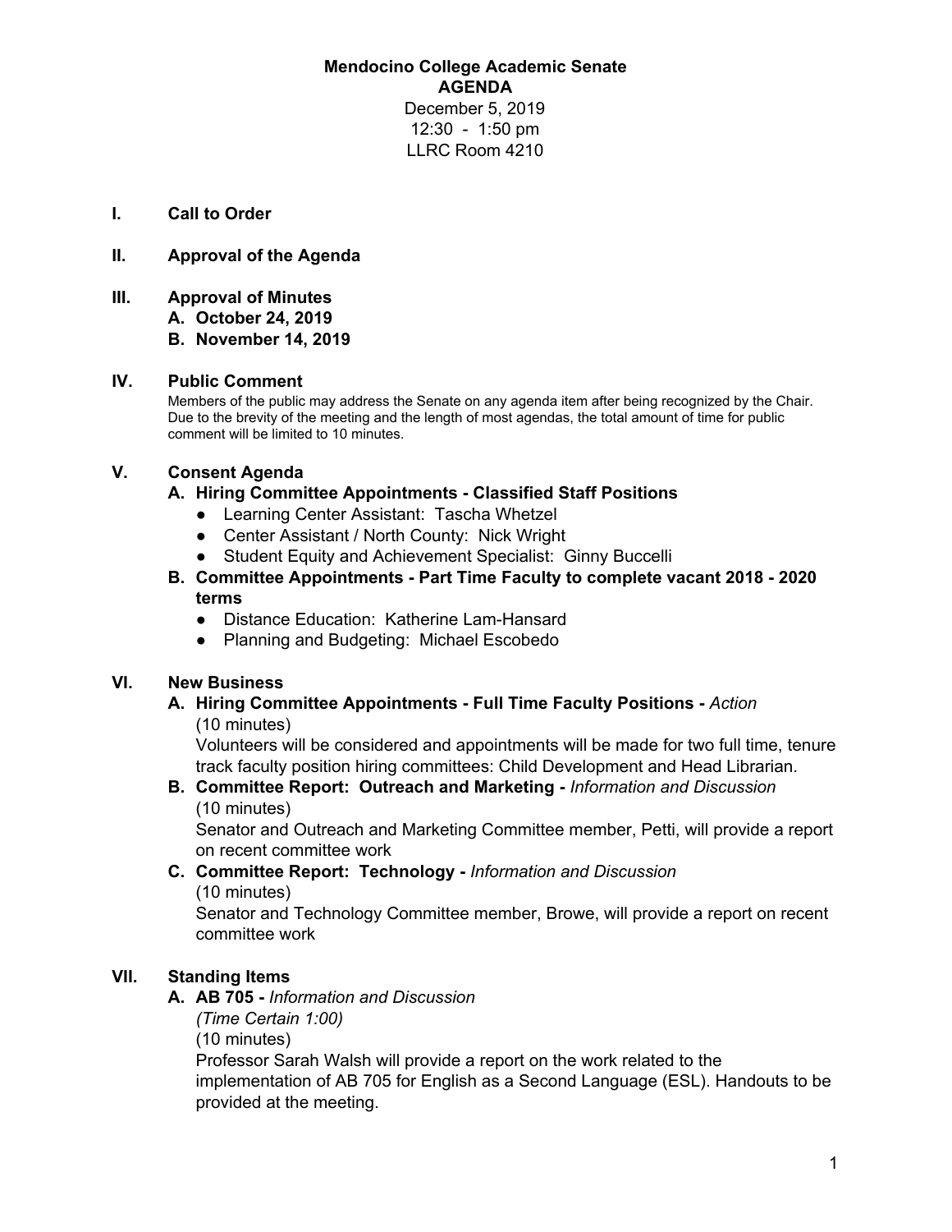**Mendocino College Academic Senate**
**AGENDA**
December 5, 2019
12:30 - 1:50 pm
LLRC Room 4210

**I. Call to Order**

**II. Approval of the Agenda**

**III. Approval of Minutes**

**A. October 24, 2019**

**B. November 14, 2019**

**IV. Public Comment**

Members of the public may address the Senate on any agenda item after being recognized by the Chair. Due to the brevity of the meeting and the length of most agendas, the total amount of time for public comment will be limited to 10 minutes.

**V. Consent Agenda**

**A. Hiring Committee Appointments - Classified Staff Positions**

- Learning Center Assistant: Tascha Whetzel
- Center Assistant / North County: Nick Wright
- Student Equity and Achievement Specialist: Ginny Buccelli

**B. Committee Appointments - Part Time Faculty to complete vacant 2018 - 2020 terms**

- Distance Education: Katherine Lam-Hansard
- Planning and Budgeting: Michael Escobedo

**VI. New Business**

**A. Hiring Committee Appointments - Full Time Faculty Positions -** *Action*
(10 minutes)
Volunteers will be considered and appointments will be made for two full time, tenure track faculty position hiring committees: Child Development and Head Librarian.

**B. Committee Report: Outreach and Marketing -** *Information and Discussion*
(10 minutes)
Senator and Outreach and Marketing Committee member, Petti, will provide a report on recent committee work

**C. Committee Report: Technology -** *Information and Discussion*
(10 minutes)
Senator and Technology Committee member, Browe, will provide a report on recent committee work

**VII. Standing Items**

**A. AB 705 -** *Information and Discussion*
*(Time Certain 1:00)*
(10 minutes)
Professor Sarah Walsh will provide a report on the work related to the implementation of AB 705 for English as a Second Language (ESL). Handouts to be provided at the meeting.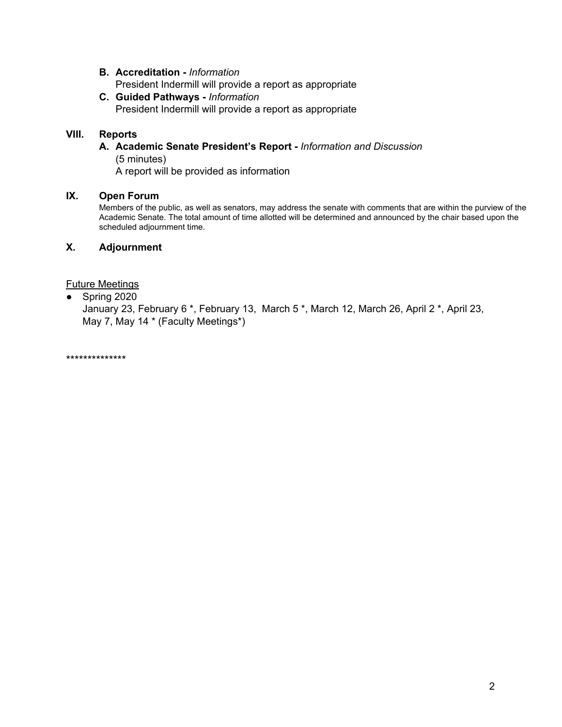**B. Accreditation -** *Information*
President Indermill will provide a report as appropriate

**C. Guided Pathways -** *Information*
President Indermill will provide a report as appropriate

## VIII. Reports

**A. Academic Senate President's Report -** *Information and Discussion*
(5 minutes)
A report will be provided as information

## IX. Open Forum

Members of the public, as well as senators, may address the senate with comments that are within the purview of the Academic Senate. The total amount of time allotted will be determined and announced by the chair based upon the scheduled adjournment time.

## X. Adjournment

<u>Future Meetings</u>

- Spring 2020
  January 23, February 6 *, February 13, March 5 *, March 12, March 26, April 2 *, April 23, May 7, May 14 * (Faculty Meetings*)

**************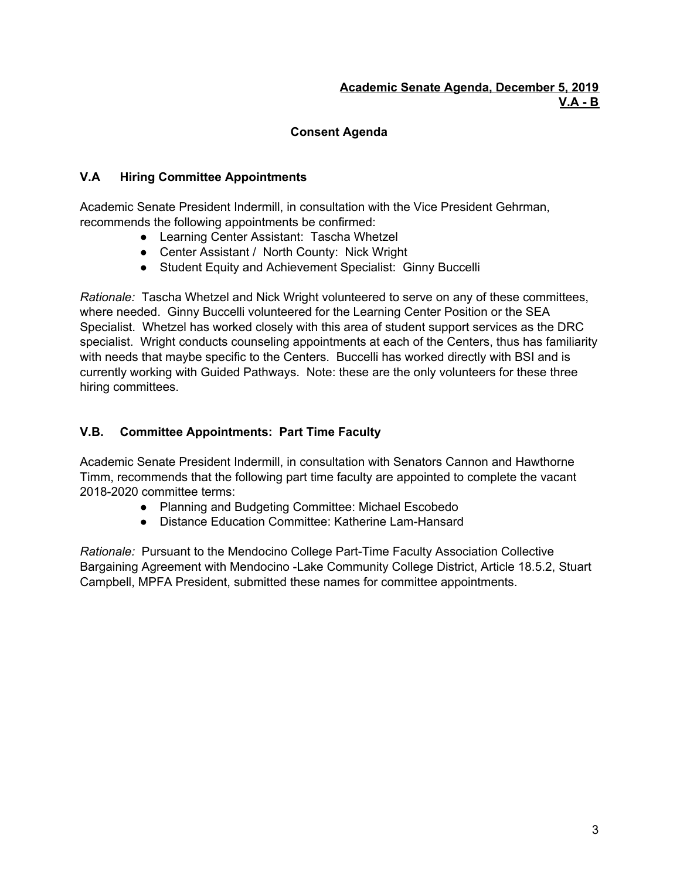**Academic Senate Agenda, December 5, 2019**
**V.A - B**

## Consent Agenda

### V.A Hiring Committee Appointments

Academic Senate President Indermill, in consultation with the Vice President Gehrman, recommends the following appointments be confirmed:

- Learning Center Assistant: Tascha Whetzel
- Center Assistant / North County: Nick Wright
- Student Equity and Achievement Specialist: Ginny Buccelli

*Rationale:* Tascha Whetzel and Nick Wright volunteered to serve on any of these committees, where needed. Ginny Buccelli volunteered for the Learning Center Position or the SEA Specialist. Whetzel has worked closely with this area of student support services as the DRC specialist. Wright conducts counseling appointments at each of the Centers, thus has familiarity with needs that maybe specific to the Centers. Buccelli has worked directly with BSI and is currently working with Guided Pathways. Note: these are the only volunteers for these three hiring committees.

### V.B. Committee Appointments: Part Time Faculty

Academic Senate President Indermill, in consultation with Senators Cannon and Hawthorne Timm, recommends that the following part time faculty are appointed to complete the vacant 2018-2020 committee terms:

- Planning and Budgeting Committee: Michael Escobedo
- Distance Education Committee: Katherine Lam-Hansard

*Rationale:* Pursuant to the Mendocino College Part-Time Faculty Association Collective Bargaining Agreement with Mendocino -Lake Community College District, Article 18.5.2, Stuart Campbell, MPFA President, submitted these names for committee appointments.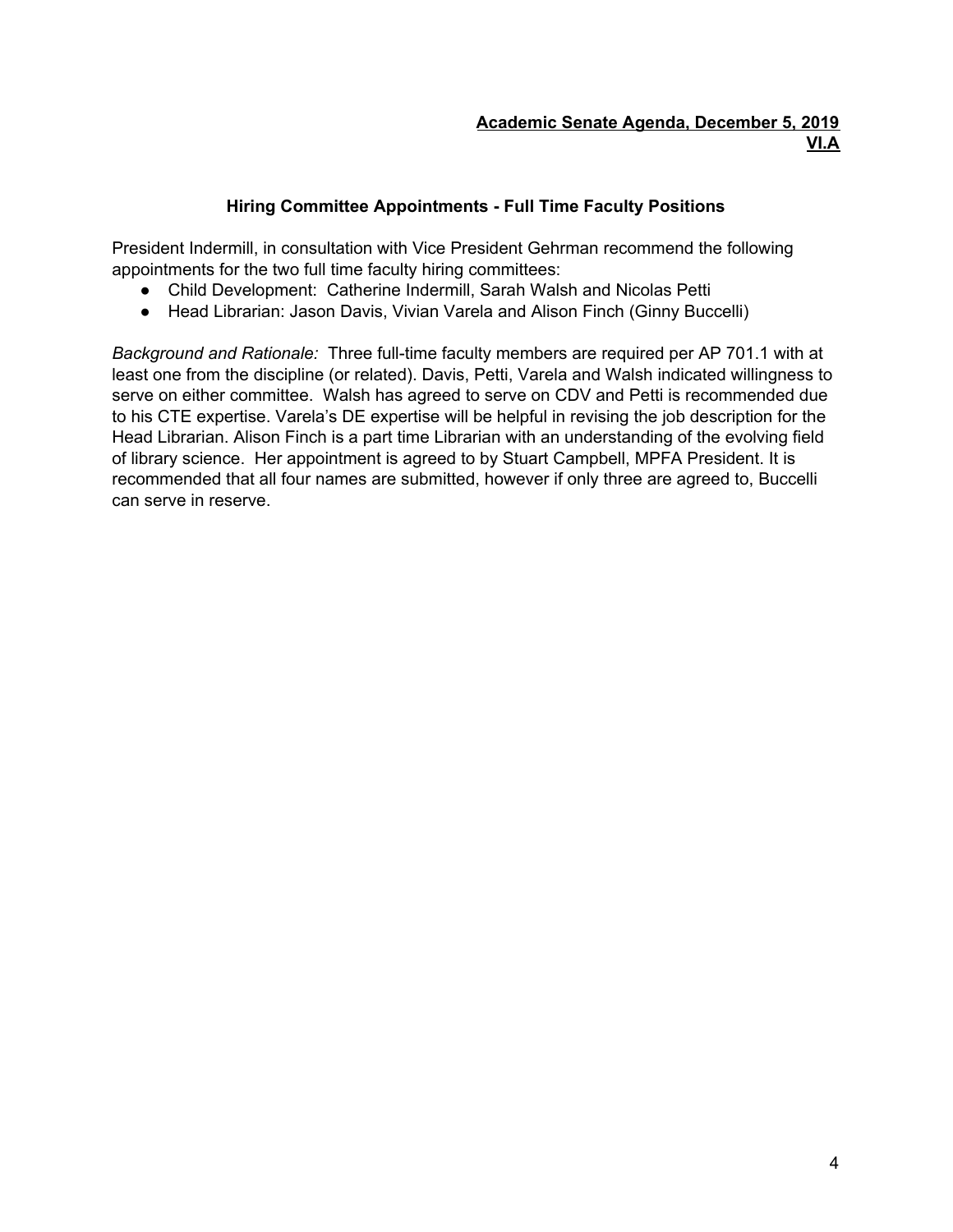**Academic Senate Agenda, December 5, 2019**
**VI.A**

### Hiring Committee Appointments - Full Time Faculty Positions

President Indermill, in consultation with Vice President Gehrman recommend the following appointments for the two full time faculty hiring committees:

- Child Development: Catherine Indermill, Sarah Walsh and Nicolas Petti
- Head Librarian: Jason Davis, Vivian Varela and Alison Finch (Ginny Buccelli)

*Background and Rationale:* Three full-time faculty members are required per AP 701.1 with at least one from the discipline (or related). Davis, Petti, Varela and Walsh indicated willingness to serve on either committee. Walsh has agreed to serve on CDV and Petti is recommended due to his CTE expertise. Varela's DE expertise will be helpful in revising the job description for the Head Librarian. Alison Finch is a part time Librarian with an understanding of the evolving field of library science. Her appointment is agreed to by Stuart Campbell, MPFA President. It is recommended that all four names are submitted, however if only three are agreed to, Buccelli can serve in reserve.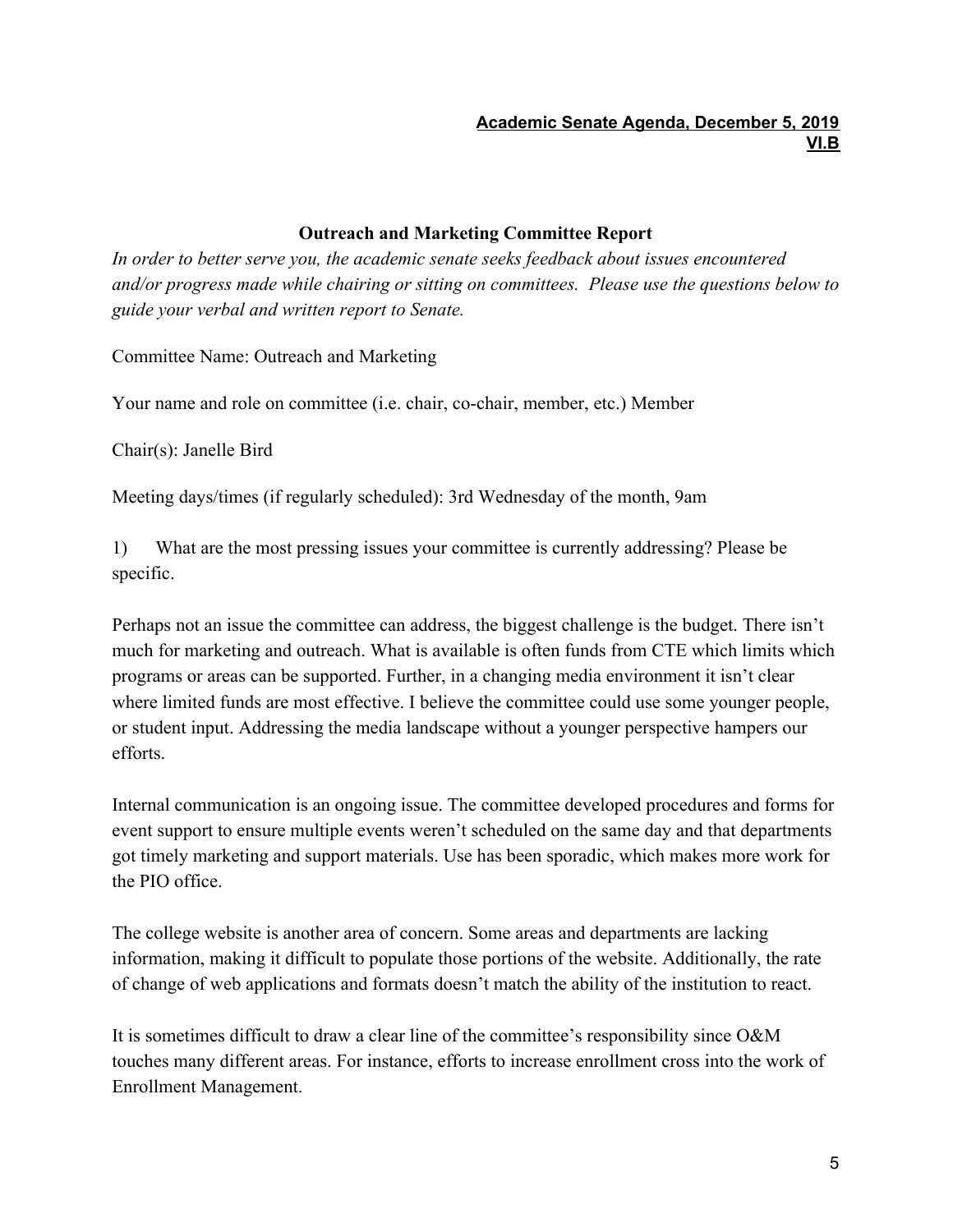**Academic Senate Agenda, December 5, 2019**
**VI.B**

## Outreach and Marketing Committee Report

*In order to better serve you, the academic senate seeks feedback about issues encountered and/or progress made while chairing or sitting on committees. Please use the questions below to guide your verbal and written report to Senate.*

Committee Name: Outreach and Marketing

Your name and role on committee (i.e. chair, co-chair, member, etc.) Member

Chair(s): Janelle Bird

Meeting days/times (if regularly scheduled): 3rd Wednesday of the month, 9am

1) What are the most pressing issues your committee is currently addressing? Please be specific.

Perhaps not an issue the committee can address, the biggest challenge is the budget. There isn't much for marketing and outreach. What is available is often funds from CTE which limits which programs or areas can be supported. Further, in a changing media environment it isn't clear where limited funds are most effective. I believe the committee could use some younger people, or student input. Addressing the media landscape without a younger perspective hampers our efforts.

Internal communication is an ongoing issue. The committee developed procedures and forms for event support to ensure multiple events weren't scheduled on the same day and that departments got timely marketing and support materials. Use has been sporadic, which makes more work for the PIO office.

The college website is another area of concern. Some areas and departments are lacking information, making it difficult to populate those portions of the website. Additionally, the rate of change of web applications and formats doesn't match the ability of the institution to react.

It is sometimes difficult to draw a clear line of the committee's responsibility since O&M touches many different areas. For instance, efforts to increase enrollment cross into the work of Enrollment Management.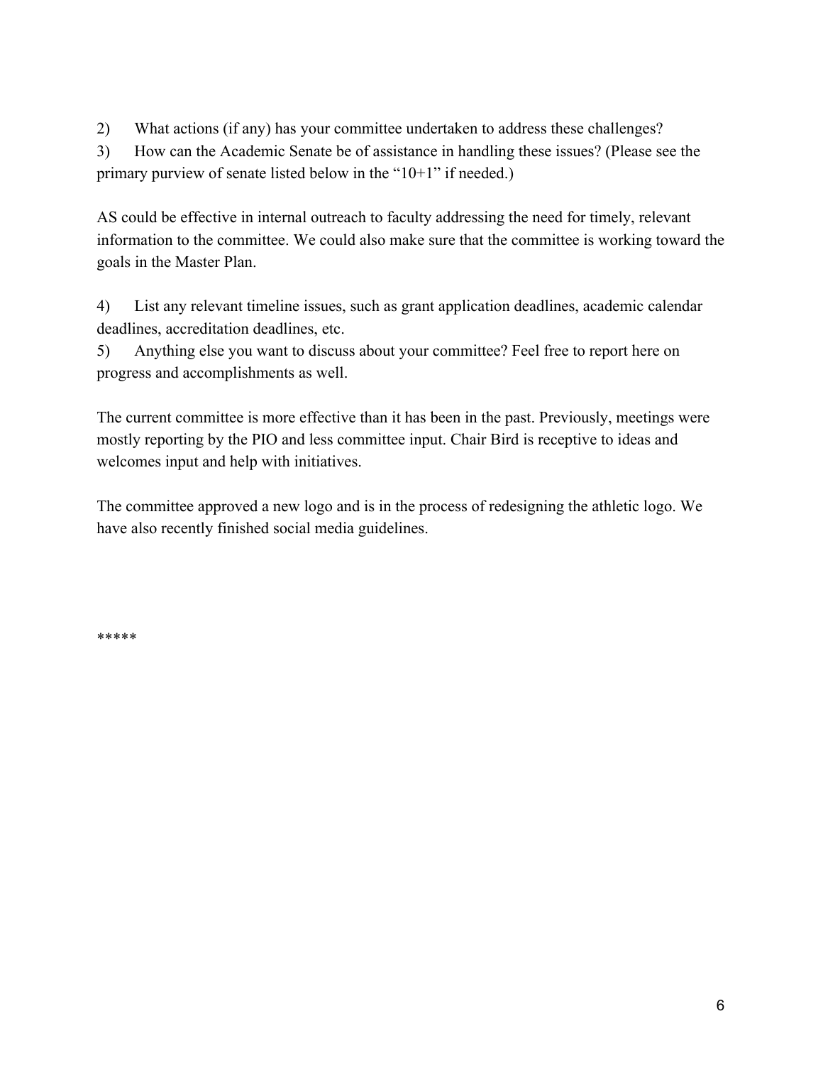2) What actions (if any) has your committee undertaken to address these challenges?

3) How can the Academic Senate be of assistance in handling these issues? (Please see the primary purview of senate listed below in the "10+1" if needed.)

AS could be effective in internal outreach to faculty addressing the need for timely, relevant information to the committee. We could also make sure that the committee is working toward the goals in the Master Plan.

4) List any relevant timeline issues, such as grant application deadlines, academic calendar deadlines, accreditation deadlines, etc.

5) Anything else you want to discuss about your committee? Feel free to report here on progress and accomplishments as well.

The current committee is more effective than it has been in the past. Previously, meetings were mostly reporting by the PIO and less committee input. Chair Bird is receptive to ideas and welcomes input and help with initiatives.

The committee approved a new logo and is in the process of redesigning the athletic logo. We have also recently finished social media guidelines.

*****